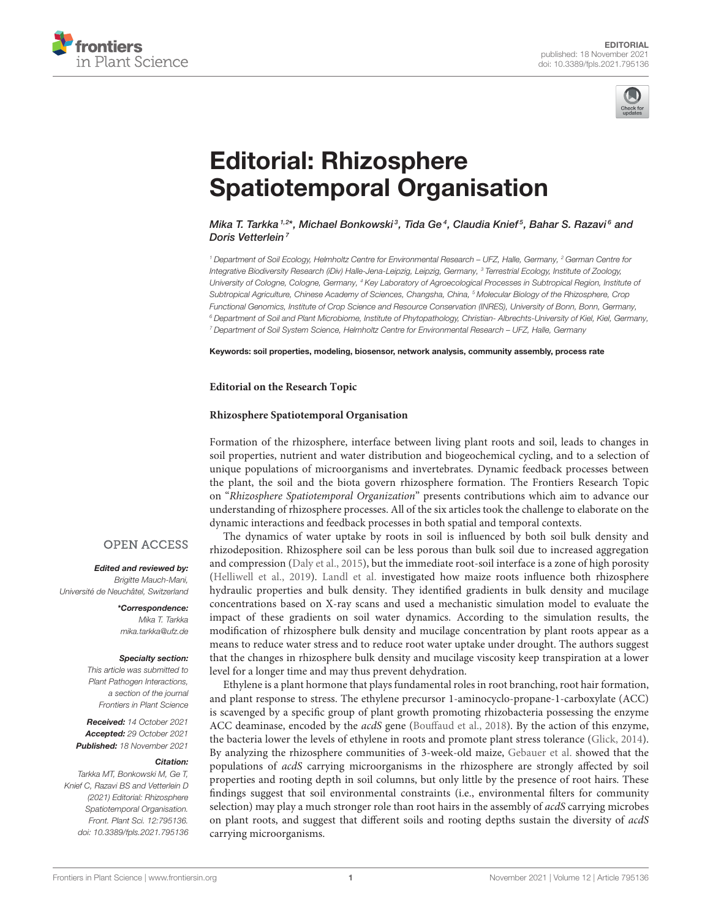EDITORIAL
published: 18 November 2021
doi: 10.3389/fpls.2021.795136

# Editorial: Rhizosphere Spatiotemporal Organisation

*Mika T. Tarkka[1,2]*, Michael Bonkowski[3], Tida Ge[4], Claudia Knief[5], Bahar S. Razavi[6] and Doris Vetterlein[7]*

[1] Department of Soil Ecology, Helmholtz Centre for Environmental Research – UFZ, Halle, Germany, [2] German Centre for Integrative Biodiversity Research (iDiv) Halle-Jena-Leipzig, Leipzig, Germany, [3] Terrestrial Ecology, Institute of Zoology, University of Cologne, Cologne, Germany, [4] Key Laboratory of Agroecological Processes in Subtropical Region, Institute of Subtropical Agriculture, Chinese Academy of Sciences, Changsha, China, [5] Molecular Biology of the Rhizosphere, Crop Functional Genomics, Institute of Crop Science and Resource Conservation (INRES), University of Bonn, Bonn, Germany, [6] Department of Soil and Plant Microbiome, Institute of Phytopathology, Christian- Albrechts-University of Kiel, Kiel, Germany, [7] Department of Soil System Science, Helmholtz Centre for Environmental Research – UFZ, Halle, Germany

**Keywords: soil properties, modeling, biosensor, network analysis, community assembly, process rate**

OPEN ACCESS

***Edited and reviewed by:***
Brigitte Mauch-Mani,
Université de Neuchâtel, Switzerland

***\*Correspondence:***
Mika T. Tarkka
mika.tarkka@ufz.de

***Specialty section:***
This article was submitted to Plant Pathogen Interactions, a section of the journal Frontiers in Plant Science

***Received:*** 14 October 2021
***Accepted:*** 29 October 2021
***Published:*** 18 November 2021

***Citation:***
Tarkka MT, Bonkowski M, Ge T, Knief C, Razavi BS and Vetterlein D (2021) Editorial: Rhizosphere Spatiotemporal Organisation. Front. Plant Sci. 12:795136. doi: 10.3389/fpls.2021.795136

**Editorial on the Research Topic**

**Rhizosphere Spatiotemporal Organisation**

Formation of the rhizosphere, interface between living plant roots and soil, leads to changes in soil properties, nutrient and water distribution and biogeochemical cycling, and to a selection of unique populations of microorganisms and invertebrates. Dynamic feedback processes between the plant, the soil and the biota govern rhizosphere formation. The Frontiers Research Topic on "*Rhizosphere Spatiotemporal Organization*" presents contributions which aim to advance our understanding of rhizosphere processes. All of the six articles took the challenge to elaborate on the dynamic interactions and feedback processes in both spatial and temporal contexts.

The dynamics of water uptake by roots in soil is influenced by both soil bulk density and rhizodeposition. Rhizosphere soil can be less porous than bulk soil due to increased aggregation and compression (Daly et al., 2015), but the immediate root-soil interface is a zone of high porosity (Helliwell et al., 2019). Landl et al. investigated how maize roots influence both rhizosphere hydraulic properties and bulk density. They identified gradients in bulk density and mucilage concentrations based on X-ray scans and used a mechanistic simulation model to evaluate the impact of these gradients on soil water dynamics. According to the simulation results, the modification of rhizosphere bulk density and mucilage concentration by plant roots appear as a means to reduce water stress and to reduce root water uptake under drought. The authors suggest that the changes in rhizosphere bulk density and mucilage viscosity keep transpiration at a lower level for a longer time and may thus prevent dehydration.

Ethylene is a plant hormone that plays fundamental roles in root branching, root hair formation, and plant response to stress. The ethylene precursor 1-aminocyclo-propane-1-carboxylate (ACC) is scavenged by a specific group of plant growth promoting rhizobacteria possessing the enzyme ACC deaminase, encoded by the *acdS* gene (Bouffaud et al., 2018). By the action of this enzyme, the bacteria lower the levels of ethylene in roots and promote plant stress tolerance (Glick, 2014). By analyzing the rhizosphere communities of 3-week-old maize, Gebauer et al. showed that the populations of *acdS* carrying microorganisms in the rhizosphere are strongly affected by soil properties and rooting depth in soil columns, but only little by the presence of root hairs. These findings suggest that soil environmental constraints (i.e., environmental filters for community selection) may play a much stronger role than root hairs in the assembly of *acdS* carrying microbes on plant roots, and suggest that different soils and rooting depths sustain the diversity of *acdS* carrying microorganisms.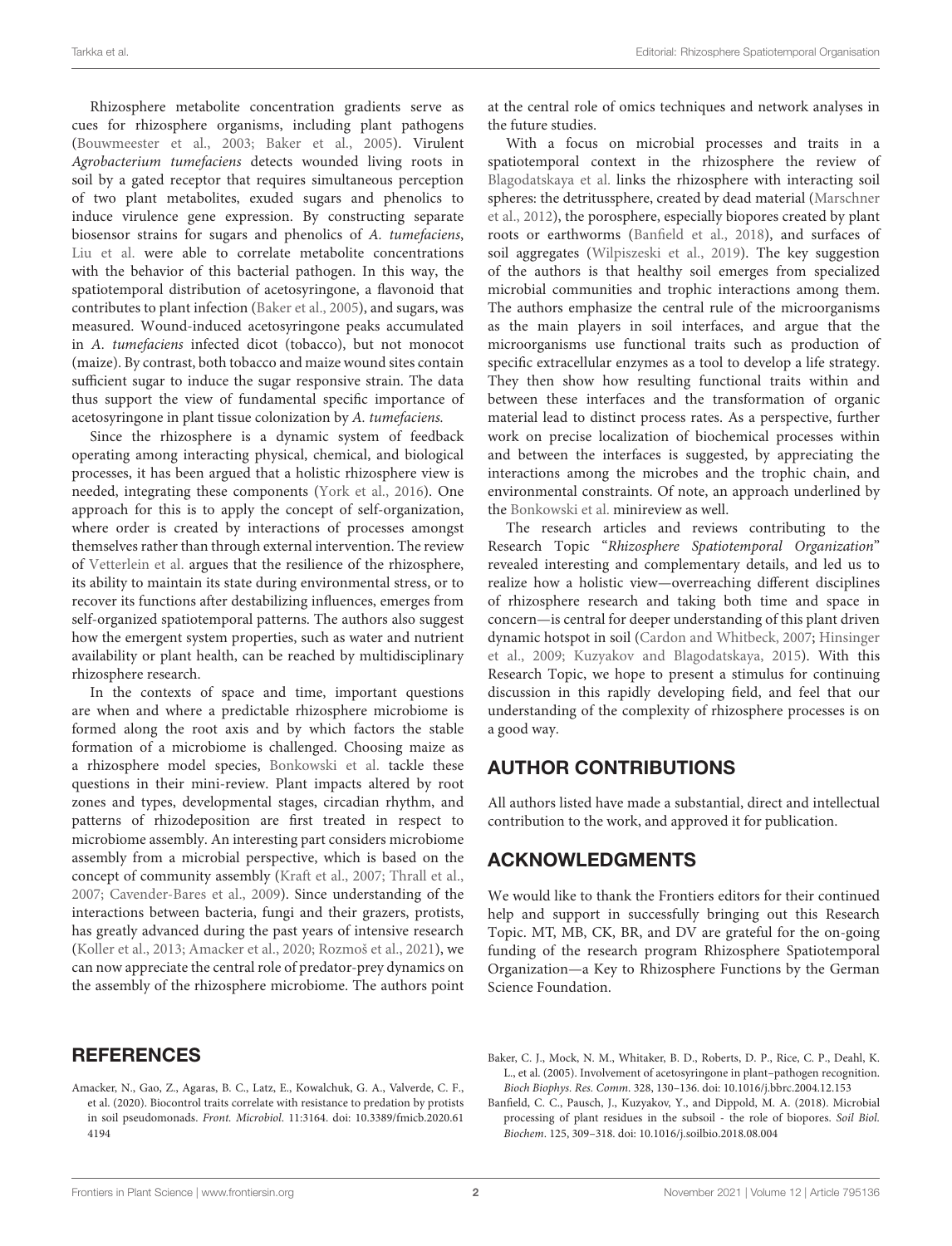Rhizosphere metabolite concentration gradients serve as cues for rhizosphere organisms, including plant pathogens (Bouwmeester et al., 2003; Baker et al., 2005). Virulent *Agrobacterium tumefaciens* detects wounded living roots in soil by a gated receptor that requires simultaneous perception of two plant metabolites, exuded sugars and phenolics to induce virulence gene expression. By constructing separate biosensor strains for sugars and phenolics of *A. tumefaciens*, Liu et al. were able to correlate metabolite concentrations with the behavior of this bacterial pathogen. In this way, the spatiotemporal distribution of acetosyringone, a flavonoid that contributes to plant infection (Baker et al., 2005), and sugars, was measured. Wound-induced acetosyringone peaks accumulated in *A. tumefaciens* infected dicot (tobacco), but not monocot (maize). By contrast, both tobacco and maize wound sites contain sufficient sugar to induce the sugar responsive strain. The data thus support the view of fundamental specific importance of acetosyringone in plant tissue colonization by *A. tumefaciens.*

Since the rhizosphere is a dynamic system of feedback operating among interacting physical, chemical, and biological processes, it has been argued that a holistic rhizosphere view is needed, integrating these components (York et al., 2016). One approach for this is to apply the concept of self-organization, where order is created by interactions of processes amongst themselves rather than through external intervention. The review of Vetterlein et al. argues that the resilience of the rhizosphere, its ability to maintain its state during environmental stress, or to recover its functions after destabilizing influences, emerges from self-organized spatiotemporal patterns. The authors also suggest how the emergent system properties, such as water and nutrient availability or plant health, can be reached by multidisciplinary rhizosphere research.

In the contexts of space and time, important questions are when and where a predictable rhizosphere microbiome is formed along the root axis and by which factors the stable formation of a microbiome is challenged. Choosing maize as a rhizosphere model species, Bonkowski et al. tackle these questions in their mini-review. Plant impacts altered by root zones and types, developmental stages, circadian rhythm, and patterns of rhizodeposition are first treated in respect to microbiome assembly. An interesting part considers microbiome assembly from a microbial perspective, which is based on the concept of community assembly (Kraft et al., 2007; Thrall et al., 2007; Cavender-Bares et al., 2009). Since understanding of the interactions between bacteria, fungi and their grazers, protists, has greatly advanced during the past years of intensive research (Koller et al., 2013; Amacker et al., 2020; Rozmoš et al., 2021), we can now appreciate the central role of predator-prey dynamics on the assembly of the rhizosphere microbiome. The authors point at the central role of omics techniques and network analyses in the future studies.

With a focus on microbial processes and traits in a spatiotemporal context in the rhizosphere the review of Blagodatskaya et al. links the rhizosphere with interacting soil spheres: the detritussphere, created by dead material (Marschner et al., 2012), the porosphere, especially biopores created by plant roots or earthworms (Banfield et al., 2018), and surfaces of soil aggregates (Wilpiszeski et al., 2019). The key suggestion of the authors is that healthy soil emerges from specialized microbial communities and trophic interactions among them. The authors emphasize the central rule of the microorganisms as the main players in soil interfaces, and argue that the microorganisms use functional traits such as production of specific extracellular enzymes as a tool to develop a life strategy. They then show how resulting functional traits within and between these interfaces and the transformation of organic material lead to distinct process rates. As a perspective, further work on precise localization of biochemical processes within and between the interfaces is suggested, by appreciating the interactions among the microbes and the trophic chain, and environmental constraints. Of note, an approach underlined by the Bonkowski et al. minireview as well.

The research articles and reviews contributing to the Research Topic "*Rhizosphere Spatiotemporal Organization*" revealed interesting and complementary details, and led us to realize how a holistic view—overreaching different disciplines of rhizosphere research and taking both time and space in concern—is central for deeper understanding of this plant driven dynamic hotspot in soil (Cardon and Whitbeck, 2007; Hinsinger et al., 2009; Kuzyakov and Blagodatskaya, 2015). With this Research Topic, we hope to present a stimulus for continuing discussion in this rapidly developing field, and feel that our understanding of the complexity of rhizosphere processes is on a good way.

## AUTHOR CONTRIBUTIONS

All authors listed have made a substantial, direct and intellectual contribution to the work, and approved it for publication.

## ACKNOWLEDGMENTS

We would like to thank the Frontiers editors for their continued help and support in successfully bringing out this Research Topic. MT, MB, CK, BR, and DV are grateful for the on-going funding of the research program Rhizosphere Spatiotemporal Organization—a Key to Rhizosphere Functions by the German Science Foundation.

## REFERENCES

Amacker, N., Gao, Z., Agaras, B. C., Latz, E., Kowalchuk, G. A., Valverde, C. F., et al. (2020). Biocontrol traits correlate with resistance to predation by protists in soil pseudomonads. *Front. Microbiol*. 11:3164. doi: 10.3389/fmicb.2020.614194

Baker, C. J., Mock, N. M., Whitaker, B. D., Roberts, D. P., Rice, C. P., Deahl, K. L., et al. (2005). Involvement of acetosyringone in plant–pathogen recognition. *Bioch Biophys. Res. Comm*. 328, 130–136. doi: 10.1016/j.bbrc.2004.12.153

Banfield, C. C., Pausch, J., Kuzyakov, Y., and Dippold, M. A. (2018). Microbial processing of plant residues in the subsoil - the role of biopores. *Soil Biol. Biochem*. 125, 309–318. doi: 10.1016/j.soilbio.2018.08.004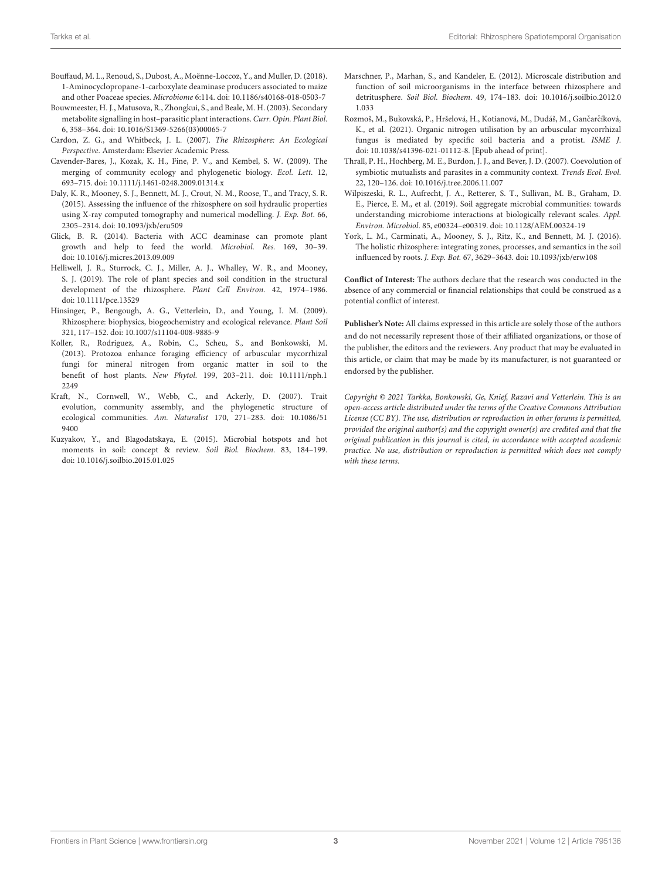Bouffaud, M. L., Renoud, S., Dubost, A., Moënne-Loccoz, Y., and Muller, D. (2018). 1-Aminocyclopropane-1-carboxylate deaminase producers associated to maize and other Poaceae species. *Microbiome* 6:114. doi: 10.1186/s40168-018-0503-7

Bouwmeester, H. J., Matusova, R., Zhongkui, S., and Beale, M. H. (2003). Secondary metabolite signalling in host–parasitic plant interactions. *Curr. Opin. Plant Biol.* 6, 358–364. doi: 10.1016/S1369-5266(03)00065-7

Cardon, Z. G., and Whitbeck, J. L. (2007). *The Rhizosphere: An Ecological Perspective*. Amsterdam: Elsevier Academic Press.

Cavender-Bares, J., Kozak, K. H., Fine, P. V., and Kembel, S. W. (2009). The merging of community ecology and phylogenetic biology. *Ecol. Lett.* 12, 693–715. doi: 10.1111/j.1461-0248.2009.01314.x

Daly, K. R., Mooney, S. J., Bennett, M. J., Crout, N. M., Roose, T., and Tracy, S. R. (2015). Assessing the influence of the rhizosphere on soil hydraulic properties using X-ray computed tomography and numerical modelling. *J. Exp. Bot.* 66, 2305–2314. doi: 10.1093/jxb/eru509

Glick, B. R. (2014). Bacteria with ACC deaminase can promote plant growth and help to feed the world. *Microbiol. Res.* 169, 30–39. doi: 10.1016/j.micres.2013.09.009

Helliwell, J. R., Sturrock, C. J., Miller, A. J., Whalley, W. R., and Mooney, S. J. (2019). The role of plant species and soil condition in the structural development of the rhizosphere. *Plant Cell Environ.* 42, 1974–1986. doi: 10.1111/pce.13529

Hinsinger, P., Bengough, A. G., Vetterlein, D., and Young, I. M. (2009). Rhizosphere: biophysics, biogeochemistry and ecological relevance. *Plant Soil* 321, 117–152. doi: 10.1007/s11104-008-9885-9

Koller, R., Rodriguez, A., Robin, C., Scheu, S., and Bonkowski, M. (2013). Protozoa enhance foraging efficiency of arbuscular mycorrhizal fungi for mineral nitrogen from organic matter in soil to the benefit of host plants. *New Phytol.* 199, 203–211. doi: 10.1111/nph.12249

Kraft, N., Cornwell, W., Webb, C., and Ackerly, D. (2007). Trait evolution, community assembly, and the phylogenetic structure of ecological communities. *Am. Naturalist* 170, 271–283. doi: 10.1086/519400

Kuzyakov, Y., and Blagodatskaya, E. (2015). Microbial hotspots and hot moments in soil: concept & review. *Soil Biol. Biochem.* 83, 184–199. doi: 10.1016/j.soilbio.2015.01.025

Marschner, P., Marhan, S., and Kandeler, E. (2012). Microscale distribution and function of soil microorganisms in the interface between rhizosphere and detritusphere. *Soil Biol. Biochem.* 49, 174–183. doi: 10.1016/j.soilbio.2012.01.033

Rozmoš, M., Bukovská, P., Hršelová, H., Kotianová, M., Dudáš, M., Gančarčíková, K., et al. (2021). Organic nitrogen utilisation by an arbuscular mycorrhizal fungus is mediated by specific soil bacteria and a protist. *ISME J.* doi: 10.1038/s41396-021-01112-8. [Epub ahead of print].

Thrall, P. H., Hochberg, M. E., Burdon, J. J., and Bever, J. D. (2007). Coevolution of symbiotic mutualists and parasites in a community context. *Trends Ecol. Evol.* 22, 120–126. doi: 10.1016/j.tree.2006.11.007

Wilpiszeski, R. L., Aufrecht, J. A., Retterer, S. T., Sullivan, M. B., Graham, D. E., Pierce, E. M., et al. (2019). Soil aggregate microbial communities: towards understanding microbiome interactions at biologically relevant scales. *Appl. Environ. Microbiol.* 85, e00324–e00319. doi: 10.1128/AEM.00324-19

York, L. M., Carminati, A., Mooney, S. J., Ritz, K., and Bennett, M. J. (2016). The holistic rhizosphere: integrating zones, processes, and semantics in the soil influenced by roots. *J. Exp. Bot.* 67, 3629–3643. doi: 10.1093/jxb/erw108

**Conflict of Interest:** The authors declare that the research was conducted in the absence of any commercial or financial relationships that could be construed as a potential conflict of interest.

**Publisher's Note:** All claims expressed in this article are solely those of the authors and do not necessarily represent those of their affiliated organizations, or those of the publisher, the editors and the reviewers. Any product that may be evaluated in this article, or claim that may be made by its manufacturer, is not guaranteed or endorsed by the publisher.

*Copyright © 2021 Tarkka, Bonkowski, Ge, Knief, Razavi and Vetterlein. This is an open-access article distributed under the terms of the Creative Commons Attribution License (CC BY). The use, distribution or reproduction in other forums is permitted, provided the original author(s) and the copyright owner(s) are credited and that the original publication in this journal is cited, in accordance with accepted academic practice. No use, distribution or reproduction is permitted which does not comply with these terms.*